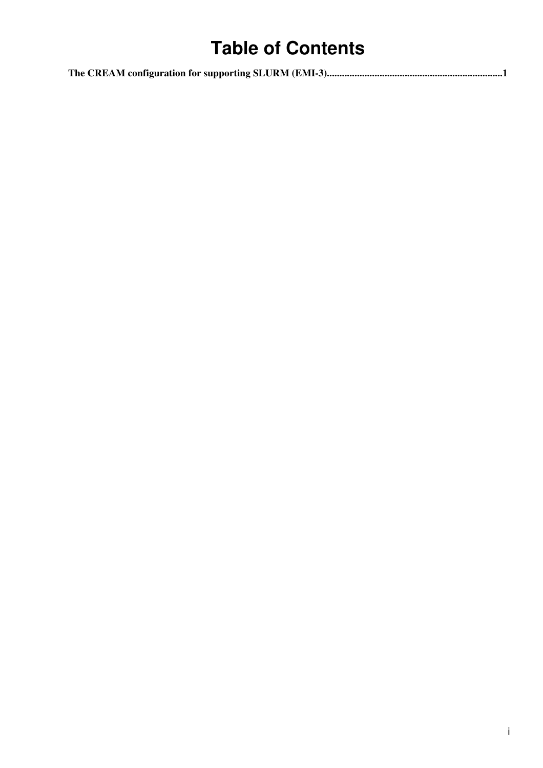# Table of Contents

**The CREAM configuration for supporting SLURM (EMI-3)......................................................................1**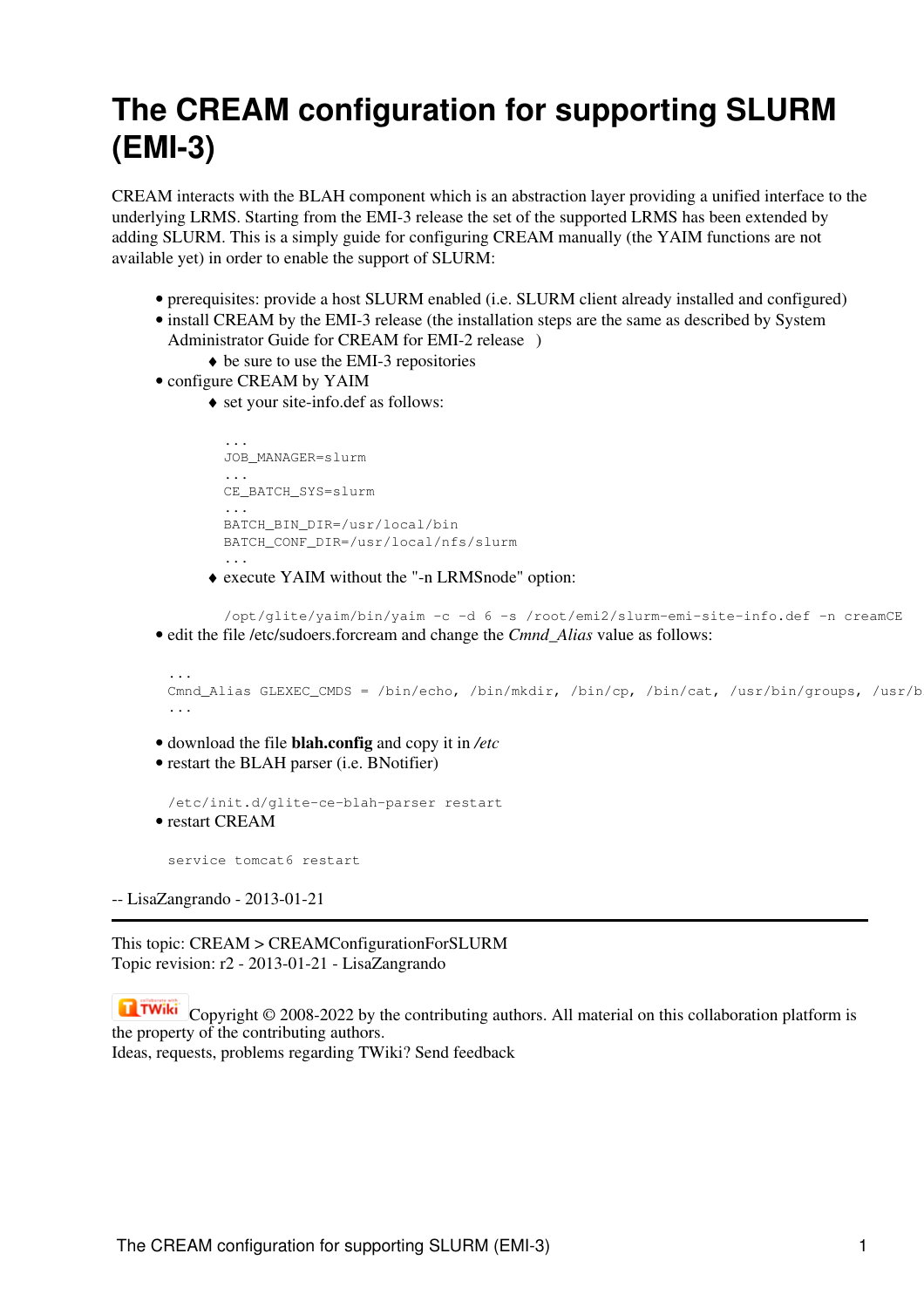# The CREAM configuration for supporting SLURM (EMI-3)

CREAM interacts with the BLAH component which is an abstraction layer providing a unified interface to the underlying LRMS. Starting from the EMI-3 release the set of the supported LRMS has been extended by adding SLURM. This is a simply guide for configuring CREAM manually (the YAIM functions are not available yet) in order to enable the support of SLURM:

- prerequisites: provide a host SLURM enabled (i.e. SLURM client already installed and configured)
- install CREAM by the EMI-3 release (the installation steps are the same as described by System Administrator Guide for CREAM for EMI-2 release )
    - be sure to use the EMI-3 repositories
- configure CREAM by YAIM
    - set your site-info.def as follows:

      ```
      ...
      JOB_MANAGER=slurm
      ...
      CE_BATCH_SYS=slurm
      ...
      BATCH_BIN_DIR=/usr/local/bin
      BATCH_CONF_DIR=/usr/local/nfs/slurm
      ...
      ```
    - execute YAIM without the "-n LRMSnode" option:

      ```
      /opt/glite/yaim/bin/yaim -c -d 6 -s /root/emi2/slurm-emi-site-info.def -n creamCE
      ```
- edit the file /etc/sudoers.forcream and change the *Cmnd_Alias* value as follows:

  ```
  ...
  Cmnd_Alias GLEXEC_CMDS = /bin/echo, /bin/mkdir, /bin/cp, /bin/cat, /usr/bin/groups, /usr/b
  ...
  ```
- download the file **blah.config** and copy it in */etc*
- restart the BLAH parser (i.e. BNotifier)

  ```
  /etc/init.d/glite-ce-blah-parser restart
  ```
- restart CREAM

  ```
  service tomcat6 restart
  ```

-- LisaZangrando - 2013-01-21

---

This topic: CREAM > CREAMConfigurationForSLURM
Topic revision: r2 - 2013-01-21 - LisaZangrando

Copyright © 2008-2022 by the contributing authors. All material on this collaboration platform is the property of the contributing authors.
Ideas, requests, problems regarding TWiki? Send feedback